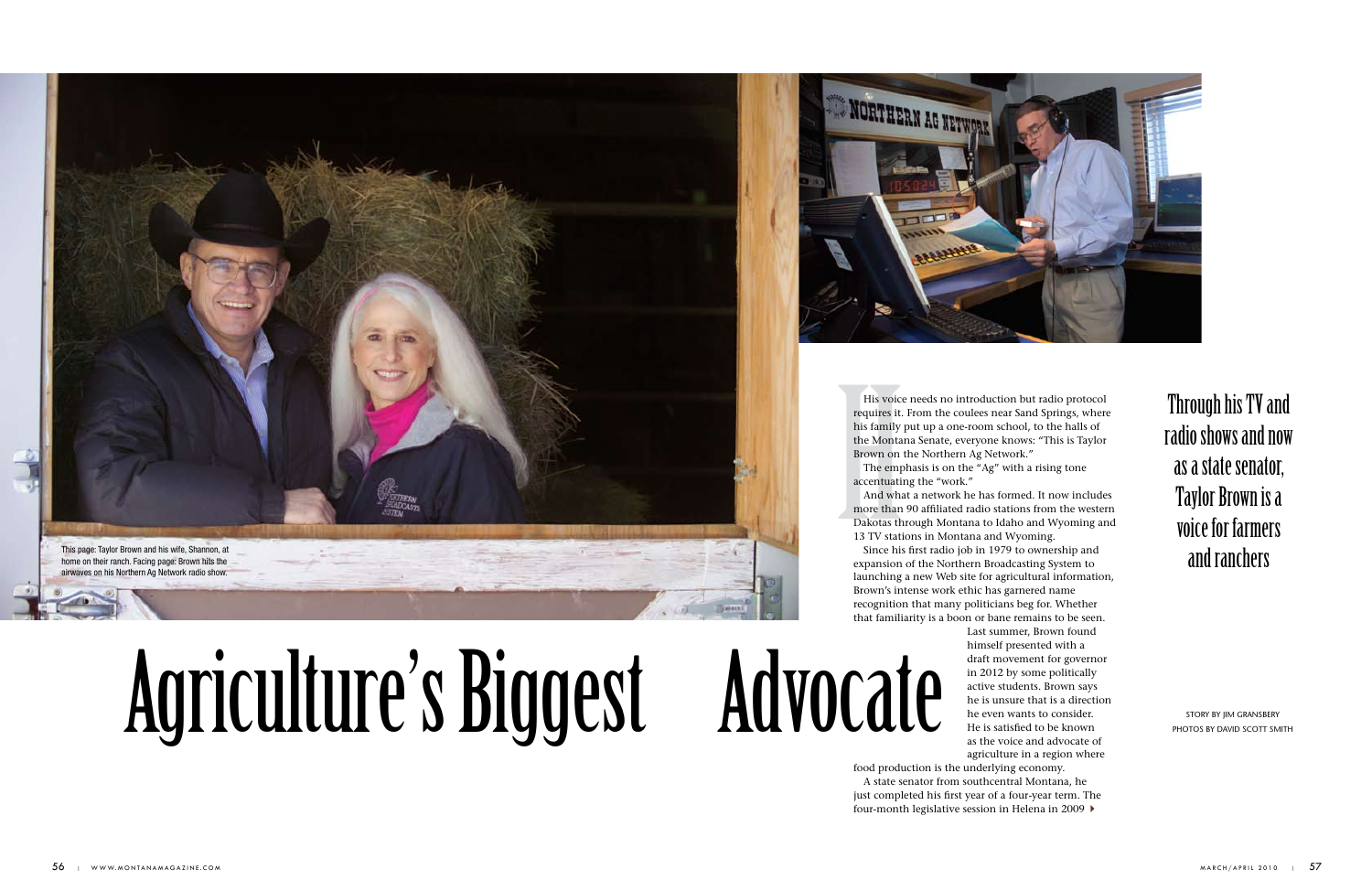# Agriculture's Biggest Advocate

## Through his TV and radio shows and now as a state senator, Taylor Brown is a voice for farmers and ranchers

STORY BY JIM GRANSBERY
PHOTOS BY DAVID SCOTT SMITH

This page: Taylor Brown and his wife, Shannon, at home on their ranch. Facing page: Brown hits the airwaves on his Northern Ag Network radio show.

His voice needs no introduction but radio protocol requires it. From the coulees near Sand Springs, where his family put up a one-room school, to the halls of the Montana Senate, everyone knows: "This is Taylor Brown on the Northern Ag Network."

The emphasis is on the "Ag" with a rising tone accentuating the "work."

And what a network he has formed. It now includes more than 90 affiliated radio stations from the western Dakotas through Montana to Idaho and Wyoming and 13 TV stations in Montana and Wyoming.

Since his first radio job in 1979 to ownership and expansion of the Northern Broadcasting System to launching a new Web site for agricultural information, Brown's intense work ethic has garnered name recognition that many politicians beg for. Whether that familiarity is a boon or bane remains to be seen.

Last summer, Brown found himself presented with a draft movement for governor in 2012 by some politically active students. Brown says he is unsure that is a direction he even wants to consider. He is satisfied to be known as the voice and advocate of agriculture in a region where food production is the underlying economy.

A state senator from southcentral Montana, he just completed his first year of a four-year term. The four-month legislative session in Helena in 2009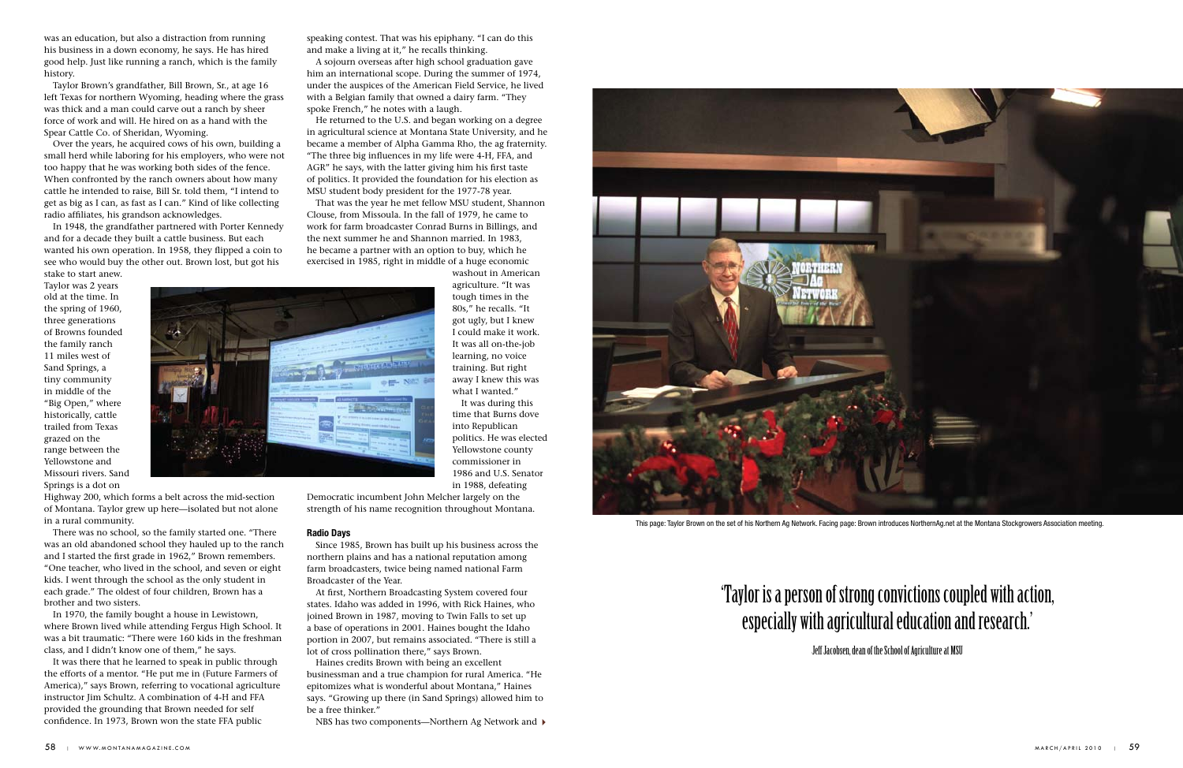was an education, but also a distraction from running his business in a down economy, he says. He has hired good help. Just like running a ranch, which is the family history.

Taylor Brown's grandfather, Bill Brown, Sr., at age 16 left Texas for northern Wyoming, heading where the grass was thick and a man could carve out a ranch by sheer force of work and will. He hired on as a hand with the Spear Cattle Co. of Sheridan, Wyoming.

Over the years, he acquired cows of his own, building a small herd while laboring for his employers, who were not too happy that he was working both sides of the fence. When confronted by the ranch owners about how many cattle he intended to raise, Bill Sr. told them, "I intend to get as big as I can, as fast as I can." Kind of like collecting radio affiliates, his grandson acknowledges.

In 1948, the grandfather partnered with Porter Kennedy and for a decade they built a cattle business. But each wanted his own operation. In 1958, they flipped a coin to see who would buy the other out. Brown lost, but got his stake to start anew.

Taylor was 2 years old at the time. In the spring of 1960, three generations of Browns founded the family ranch 11 miles west of Sand Springs, a tiny community in middle of the "Big Open," where historically, cattle trailed from Texas grazed on the range between the Yellowstone and Missouri rivers. Sand Springs is a dot on Highway 200, which forms a belt across the mid-section of Montana. Taylor grew up here—isolated but not alone in a rural community.

There was no school, so the family started one. "There was an old abandoned school they hauled up to the ranch and I started the first grade in 1962," Brown remembers. "One teacher, who lived in the school, and seven or eight kids. I went through the school as the only student in each grade." The oldest of four children, Brown has a brother and two sisters.

In 1970, the family bought a house in Lewistown, where Brown lived while attending Fergus High School. It was a bit traumatic: "There were 160 kids in the freshman class, and I didn't know one of them," he says.

It was there that he learned to speak in public through the efforts of a mentor. "He put me in (Future Farmers of America)," says Brown, referring to vocational agriculture instructor Jim Schultz. A combination of 4-H and FFA provided the grounding that Brown needed for self confidence. In 1973, Brown won the state FFA public speaking contest. That was his epiphany. "I can do this and make a living at it," he recalls thinking.

A sojourn overseas after high school graduation gave him an international scope. During the summer of 1974, under the auspices of the American Field Service, he lived with a Belgian family that owned a dairy farm. "They spoke French," he notes with a laugh.

He returned to the U.S. and began working on a degree in agricultural science at Montana State University, and he became a member of Alpha Gamma Rho, the ag fraternity. "The three big influences in my life were 4-H, FFA, and AGR" he says, with the latter giving him his first taste of politics. It provided the foundation for his election as MSU student body president for the 1977-78 year.

That was the year he met fellow MSU student, Shannon Clouse, from Missoula. In the fall of 1979, he came to work for farm broadcaster Conrad Burns in Billings, and the next summer he and Shannon married. In 1983, he became a partner with an option to buy, which he exercised in 1985, right in middle of a huge economic washout in American agriculture. "It was tough times in the 80s," he recalls. "It got ugly, but I knew I could make it work. It was all on-the-job learning, no voice training. But right away I knew this was what I wanted."

It was during this time that Burns dove into Republican politics. He was elected Yellowstone county commissioner in 1986 and U.S. Senator in 1988, defeating Democratic incumbent John Melcher largely on the strength of his name recognition throughout Montana.

### Radio Days

Since 1985, Brown has built up his business across the northern plains and has a national reputation among farm broadcasters, twice being named national Farm Broadcaster of the Year.

At first, Northern Broadcasting System covered four states. Idaho was added in 1996, with Rick Haines, who joined Brown in 1987, moving to Twin Falls to set up a base of operations in 2001. Haines bought the Idaho portion in 2007, but remains associated. "There is still a lot of cross pollination there," says Brown.

Haines credits Brown with being an excellent businessman and a true champion for rural America. "He epitomizes what is wonderful about Montana," Haines says. "Growing up there (in Sand Springs) allowed him to be a free thinker."

NBS has two components—Northern Ag Network and ▸

This page: Taylor Brown on the set of his Northern Ag Network. Facing page: Brown introduces NorthernAg.net at the Montana Stockgrowers Association meeting.

> 'Taylor is a person of strong convictions coupled with action, especially with agricultural education and research.'
>
> Jeff Jacobsen, dean of the School of Agriculture at MSU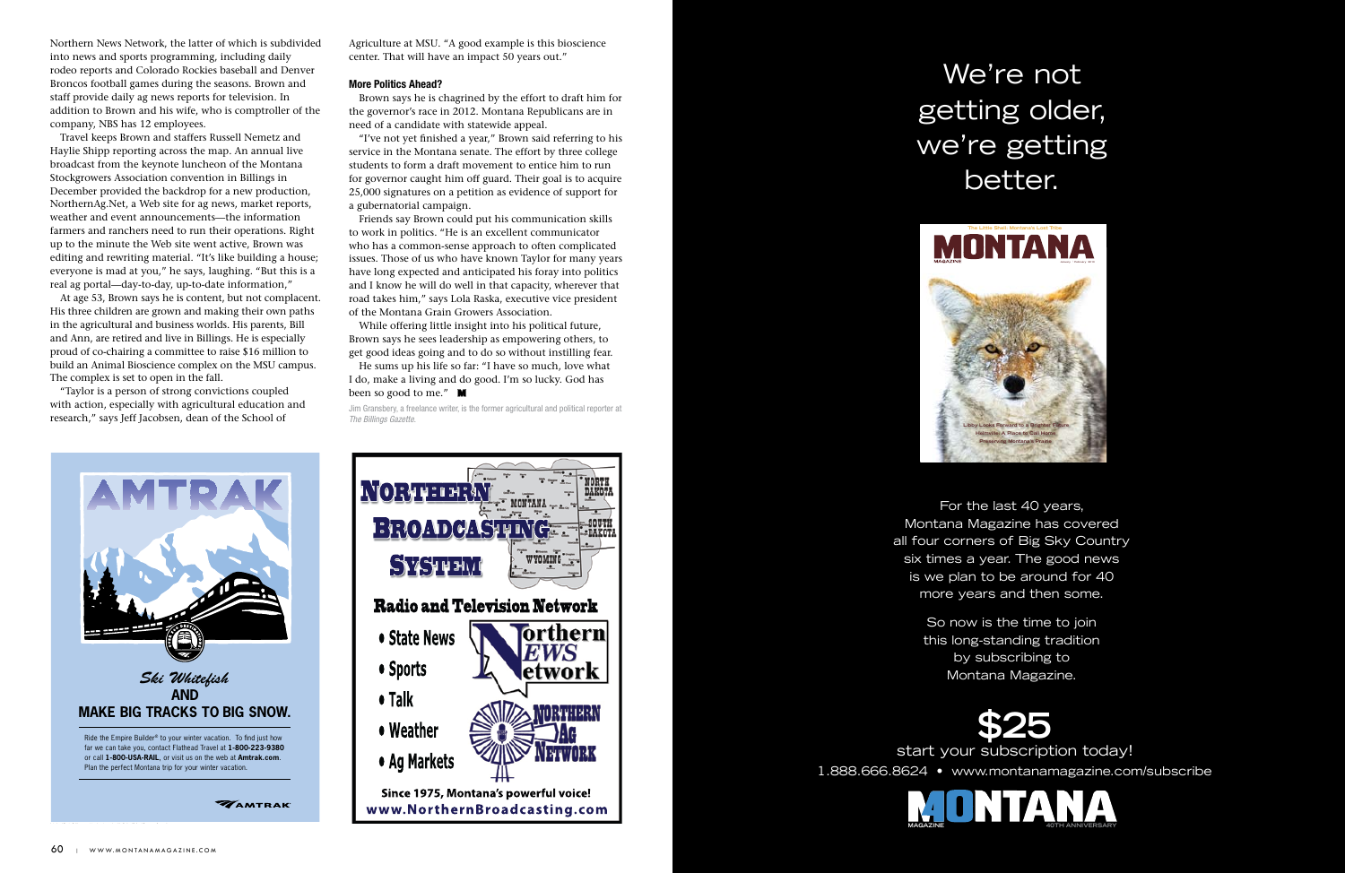Northern News Network, the latter of which is subdivided into news and sports programming, including daily rodeo reports and Colorado Rockies baseball and Denver Broncos football games during the seasons. Brown and staff provide daily ag news reports for television. In addition to Brown and his wife, who is comptroller of the company, NBS has 12 employees.

Travel keeps Brown and staffers Russell Nemetz and Haylie Shipp reporting across the map. An annual live broadcast from the keynote luncheon of the Montana Stockgrowers Association convention in Billings in December provided the backdrop for a new production, NorthernAg.Net, a Web site for ag news, market reports, weather and event announcements—the information farmers and ranchers need to run their operations. Right up to the minute the Web site went active, Brown was editing and rewriting material. "It's like building a house; everyone is mad at you," he says, laughing. "But this is a real ag portal—day-to-day, up-to-date information,"

At age 53, Brown says he is content, but not complacent. His three children are grown and making their own paths in the agricultural and business worlds. His parents, Bill and Ann, are retired and live in Billings. He is especially proud of co-chairing a committee to raise $16 million to build an Animal Bioscience complex on the MSU campus. The complex is set to open in the fall.

"Taylor is a person of strong convictions coupled with action, especially with agricultural education and research," says Jeff Jacobsen, dean of the School of Agriculture at MSU. "A good example is this bioscience center. That will have an impact 50 years out."

### More Politics Ahead?

Brown says he is chagrined by the effort to draft him for the governor's race in 2012. Montana Republicans are in need of a candidate with statewide appeal.

"I've not yet finished a year," Brown said referring to his service in the Montana senate. The effort by three college students to form a draft movement to entice him to run for governor caught him off guard. Their goal is to acquire 25,000 signatures on a petition as evidence of support for a gubernatorial campaign.

Friends say Brown could put his communication skills to work in politics. "He is an excellent communicator who has a common-sense approach to often complicated issues. Those of us who have known Taylor for many years have long expected and anticipated his foray into politics and I know he will do well in that capacity, wherever that road takes him," says Lola Raska, executive vice president of the Montana Grain Growers Association.

While offering little insight into his political future, Brown says he sees leadership as empowering others, to get good ideas going and to do so without instilling fear.

He sums up his life so far: "I have so much, love what I do, make a living and do good. I'm so lucky. God has been so good to me."

*Jim Gransbery, a freelance writer, is the former agricultural and political reporter at The Billings Gazette.*

AMTRAK

*Ski Whitefish*
**AND**
**MAKE BIG TRACKS TO BIG SNOW.**

Ride the Empire Builder® to your winter vacation. To find just how far we can take you, contact Flathead Travel at **1-800-223-9380** or call **1-800-USA-RAIL**, or visit us on the web at **Amtrak.com**. Plan the perfect Montana trip for your winter vacation.

AMTRAK

NORTHERN BROADCASTING SYSTEM

**Radio and Television Network**

- State News
- Sports
- Talk
- Weather
- Ag Markets

Northern News Network

Northern Ag Network

**Since 1975, Montana's powerful voice!**
**www.NorthernBroadcasting.com**

We're not getting older, we're getting better.

For the last 40 years, Montana Magazine has covered all four corners of Big Sky Country six times a year. The good news is we plan to be around for 40 more years and then some.

So now is the time to join this long-standing tradition by subscribing to Montana Magazine.

**$25**
start your subscription today!
1.888.666.8624 • www.montanamagazine.com/subscribe

MONTANA MAGAZINE 40TH ANNIVERSARY